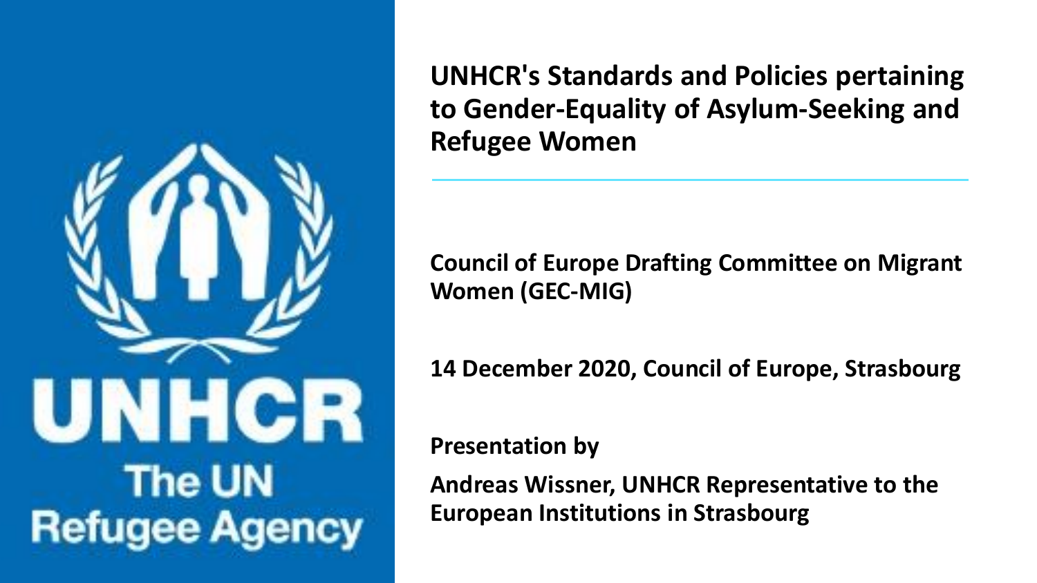# UNHCR's Standards and Policies pertaining to Gender-Equality of Asylum-Seeking and Refugee Women

**Council of Europe Drafting Committee on Migrant Women (GEC-MIG)**

**14 December 2020, Council of Europe, Strasbourg**

**Presentation by**

**Andreas Wissner, UNHCR Representative to the European Institutions in Strasbourg**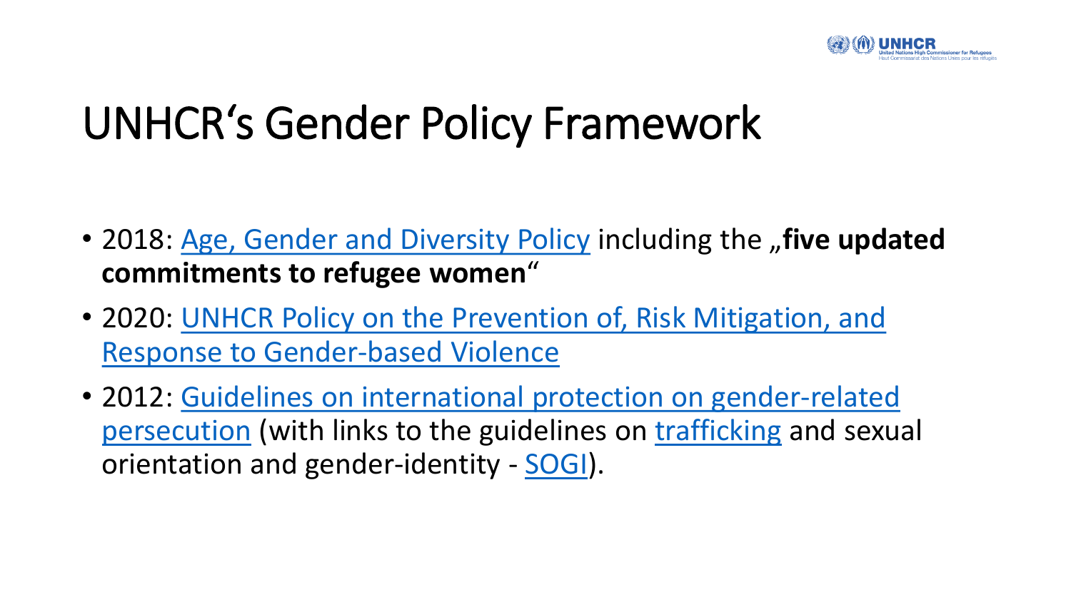# UNHCR's Gender Policy Framework

- 2018: Age, Gender and Diversity Policy including the „**five updated commitments to refugee women**"
- 2020: UNHCR Policy on the Prevention of, Risk Mitigation, and Response to Gender-based Violence
- 2012: Guidelines on international protection on gender-related persecution (with links to the guidelines on trafficking and sexual orientation and gender-identity - SOGI).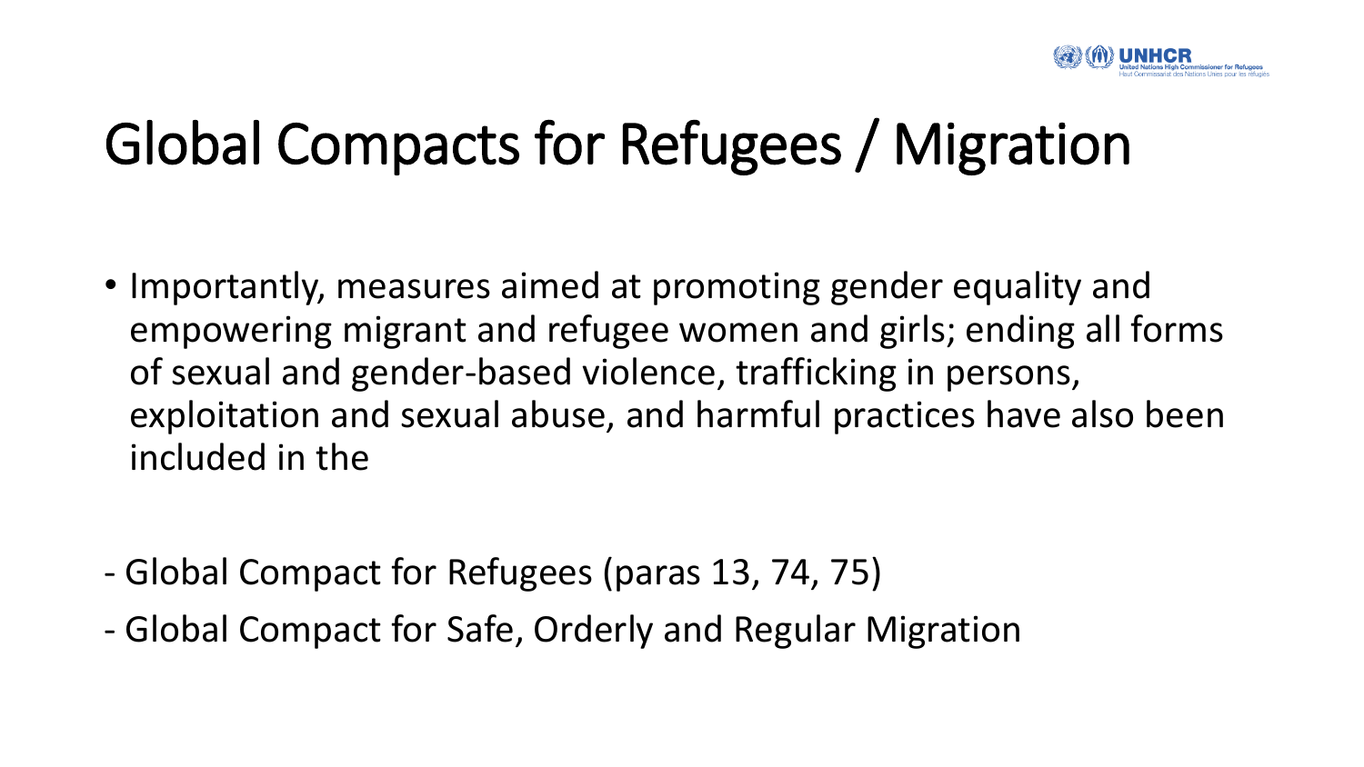# Global Compacts for Refugees / Migration

- Importantly, measures aimed at promoting gender equality and empowering migrant and refugee women and girls; ending all forms of sexual and gender-based violence, trafficking in persons, exploitation and sexual abuse, and harmful practices have also been included in the

- Global Compact for Refugees (paras 13, 74, 75)
- Global Compact for Safe, Orderly and Regular Migration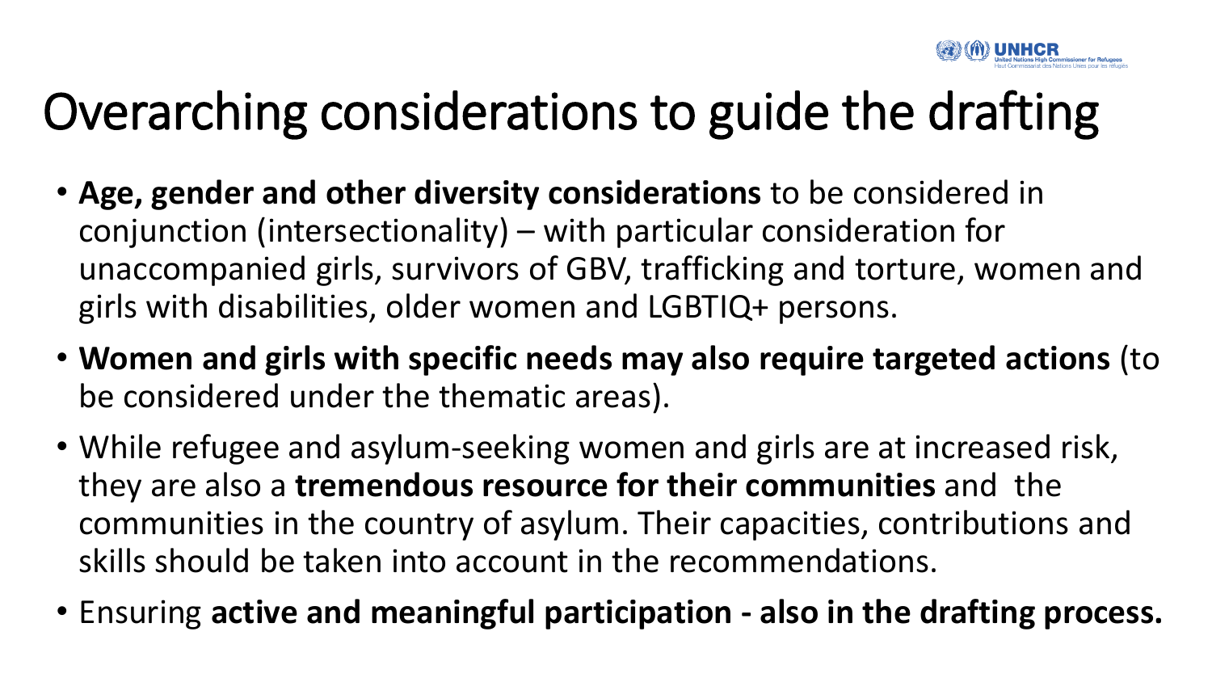# Overarching considerations to guide the drafting

- **Age, gender and other diversity considerations** to be considered in conjunction (intersectionality) – with particular consideration for unaccompanied girls, survivors of GBV, trafficking and torture, women and girls with disabilities, older women and LGBTIQ+ persons.
- **Women and girls with specific needs may also require targeted actions** (to be considered under the thematic areas).
- While refugee and asylum-seeking women and girls are at increased risk, they are also a **tremendous resource for their communities** and the communities in the country of asylum. Their capacities, contributions and skills should be taken into account in the recommendations.
- Ensuring **active and meaningful participation - also in the drafting process.**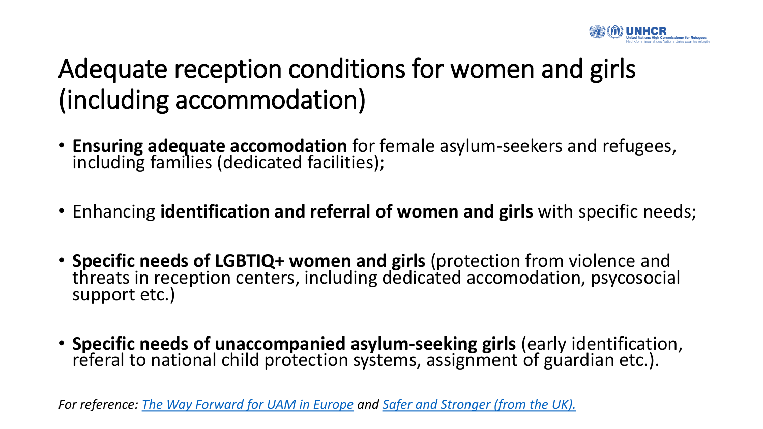# Adequate reception conditions for women and girls (including accommodation)

- **Ensuring adequate accomodation** for female asylum-seekers and refugees, including families (dedicated facilities);
- Enhancing **identification and referral of women and girls** with specific needs;
- **Specific needs of LGBTIQ+ women and girls** (protection from violence and threats in reception centers, including dedicated accomodation, psycosocial support etc.)
- **Specific needs of unaccompanied asylum-seeking girls** (early identification, referal to national child protection systems, assignment of guardian etc.).

*For reference: The Way Forward for UAM in Europe and Safer and Stronger (from the UK).*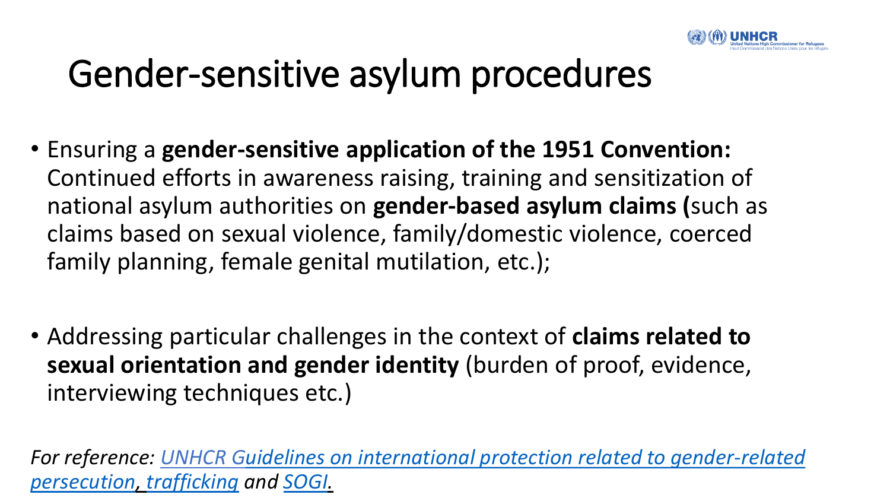# Gender-sensitive asylum procedures

- Ensuring a **gender-sensitive application of the 1951 Convention:** Continued efforts in awareness raising, training and sensitization of national asylum authorities on **gender-based asylum claims (**such as claims based on sexual violence, family/domestic violence, coerced family planning, female genital mutilation, etc.);

- Addressing particular challenges in the context of **claims related to sexual orientation and gender identity** (burden of proof, evidence, interviewing techniques etc.)

*For reference: UNHCR Guidelines on international protection related to gender-related persecution, trafficking and SOGI.*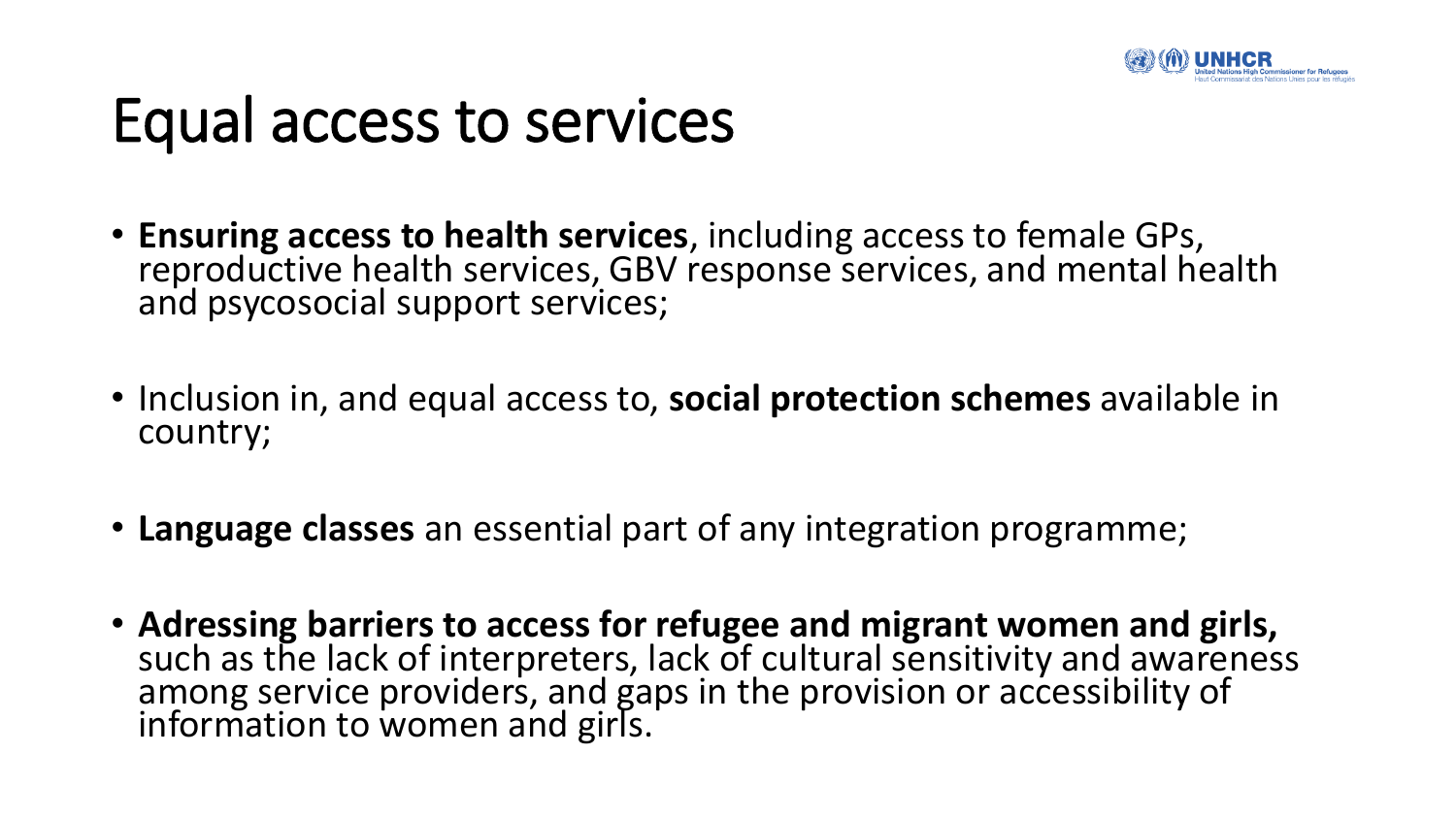# Equal access to services

- **Ensuring access to health services**, including access to female GPs, reproductive health services, GBV response services, and mental health and psycosocial support services;

- Inclusion in, and equal access to, **social protection schemes** available in country;

- **Language classes** an essential part of any integration programme;

- **Adressing barriers to access for refugee and migrant women and girls,** such as the lack of interpreters, lack of cultural sensitivity and awareness among service providers, and gaps in the provision or accessibility of information to women and girls.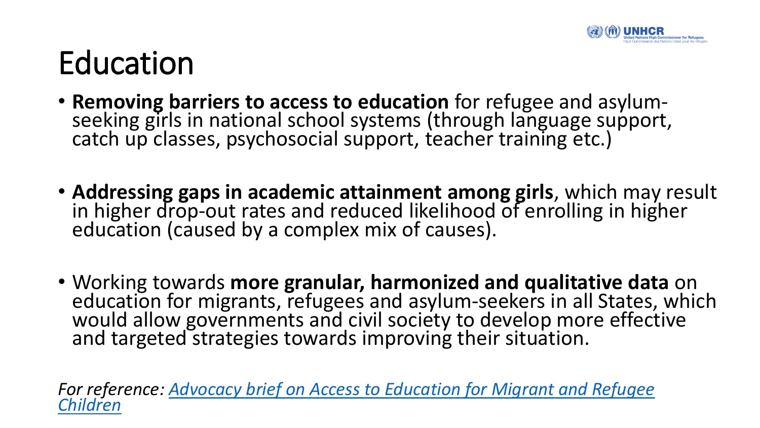# Education

- **Removing barriers to access to education** for refugee and asylum-seeking girls in national school systems (through language support, catch up classes, psychosocial support, teacher training etc.)

- **Addressing gaps in academic attainment among girls**, which may result in higher drop-out rates and reduced likelihood of enrolling in higher education (caused by a complex mix of causes).

- Working towards **more granular, harmonized and qualitative data** on education for migrants, refugees and asylum-seekers in all States, which would allow governments and civil society to develop more effective and targeted strategies towards improving their situation.

*For reference: Advocacy brief on Access to Education for Migrant and Refugee Children*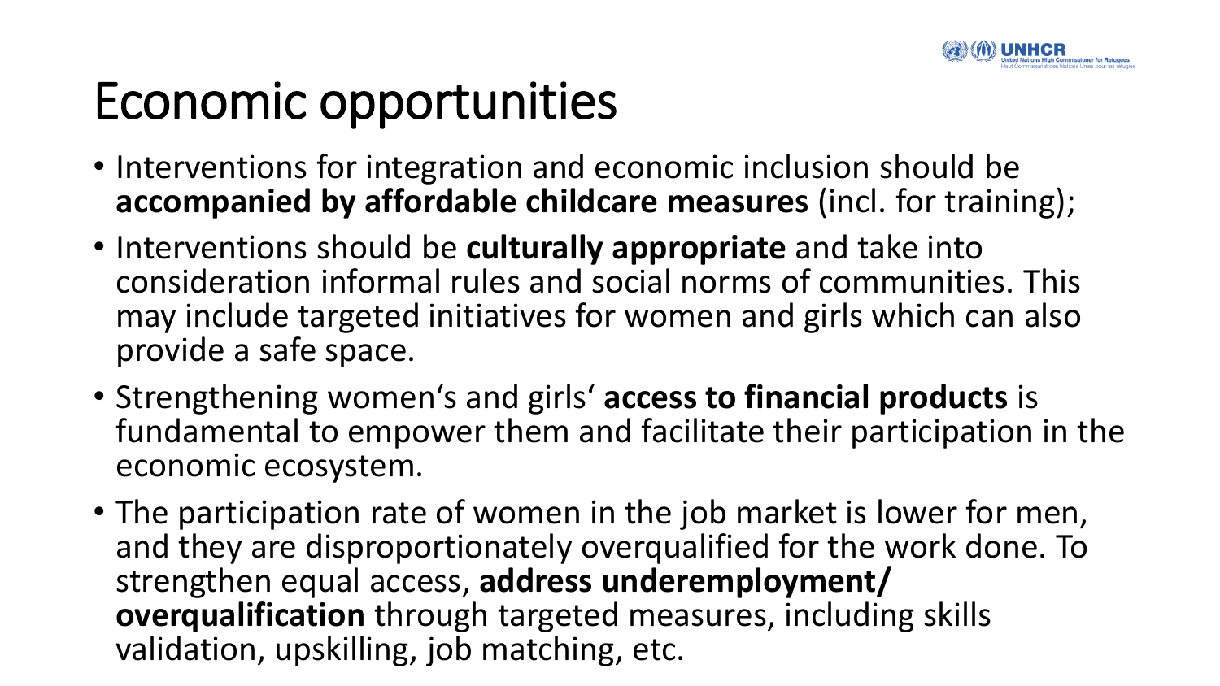# Economic opportunities

- Interventions for integration and economic inclusion should be **accompanied by affordable childcare measures** (incl. for training);
- Interventions should be **culturally appropriate** and take into consideration informal rules and social norms of communities. This may include targeted initiatives for women and girls which can also provide a safe space.
- Strengthening women‘s and girls‘ **access to financial products** is fundamental to empower them and facilitate their participation in the economic ecosystem.
- The participation rate of women in the job market is lower for men, and they are disproportionately overqualified for the work done. To strengthen equal access, **address underemployment/ overqualification** through targeted measures, including skills validation, upskilling, job matching, etc.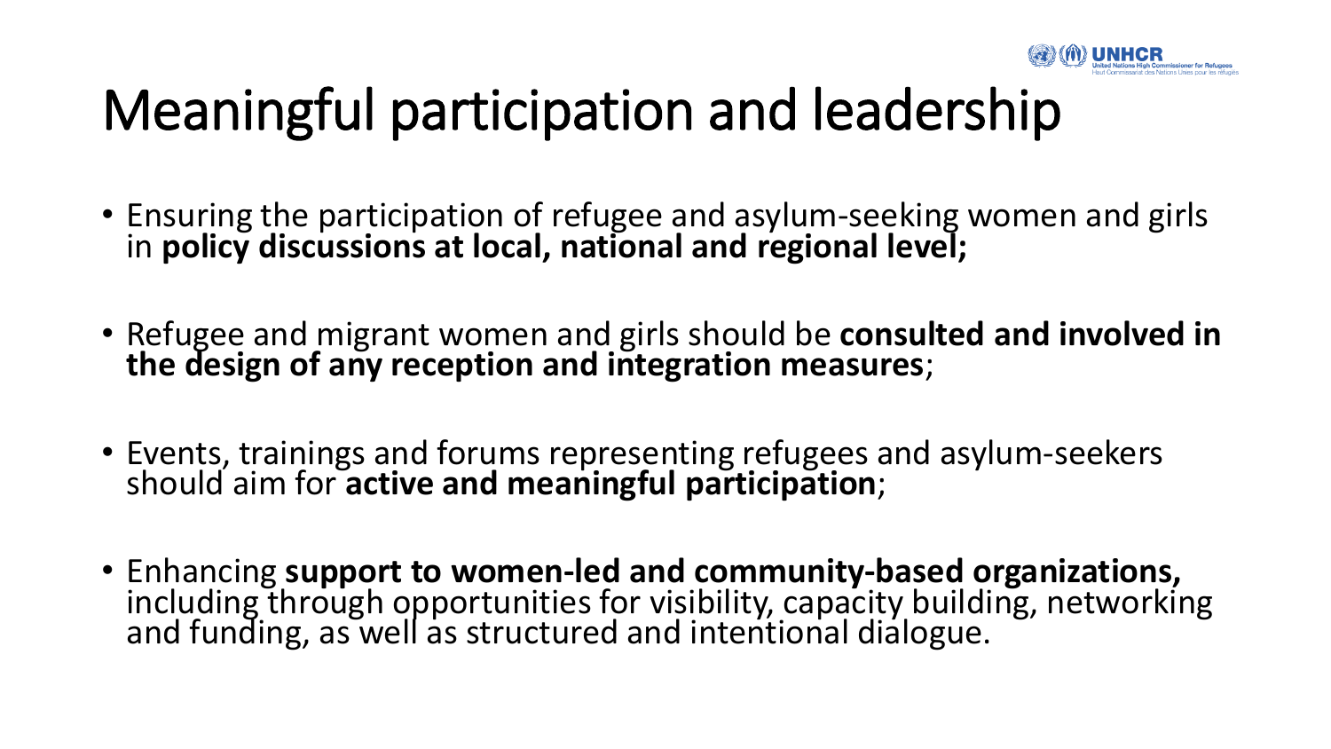# Meaningful participation and leadership

- Ensuring the participation of refugee and asylum-seeking women and girls in **policy discussions at local, national and regional level;**
- Refugee and migrant women and girls should be **consulted and involved in the design of any reception and integration measures**;
- Events, trainings and forums representing refugees and asylum-seekers should aim for **active and meaningful participation**;
- Enhancing **support to women-led and community-based organizations,** including through opportunities for visibility, capacity building, networking and funding, as well as structured and intentional dialogue.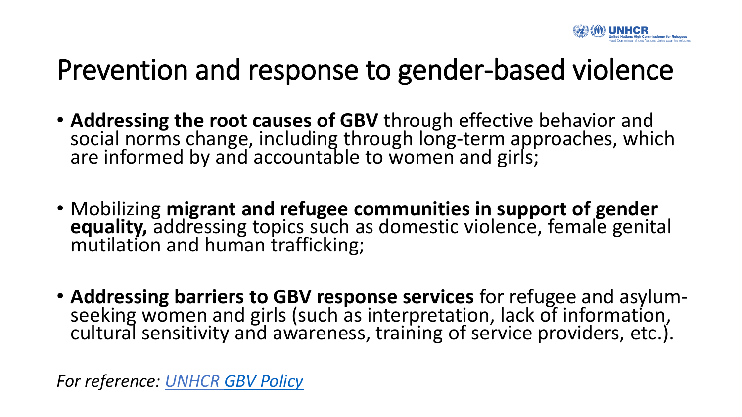# Prevention and response to gender-based violence

- **Addressing the root causes of GBV** through effective behavior and social norms change, including through long-term approaches, which are informed by and accountable to women and girls;
- Mobilizing **migrant and refugee communities in support of gender equality,** addressing topics such as domestic violence, female genital mutilation and human trafficking;
- **Addressing barriers to GBV response services** for refugee and asylum-seeking women and girls (such as interpretation, lack of information, cultural sensitivity and awareness, training of service providers, etc.).

*For reference: UNHCR GBV Policy*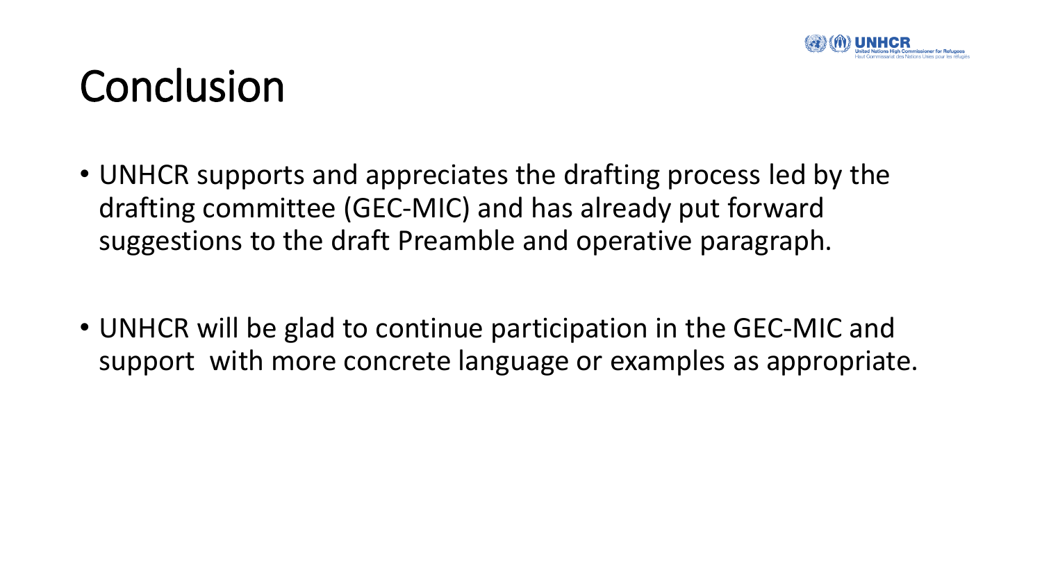# Conclusion

- UNHCR supports and appreciates the drafting process led by the drafting committee (GEC-MIC) and has already put forward suggestions to the draft Preamble and operative paragraph.

- UNHCR will be glad to continue participation in the GEC-MIC and support with more concrete language or examples as appropriate.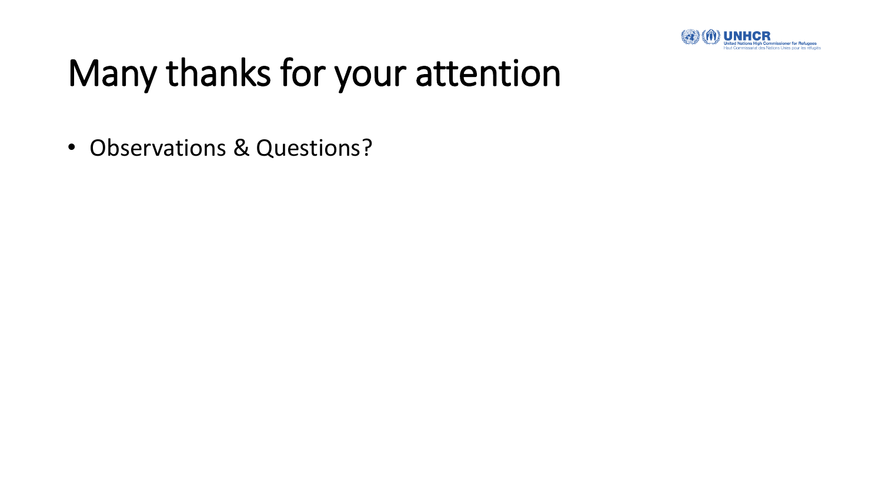# Many thanks for your attention

- Observations & Questions?